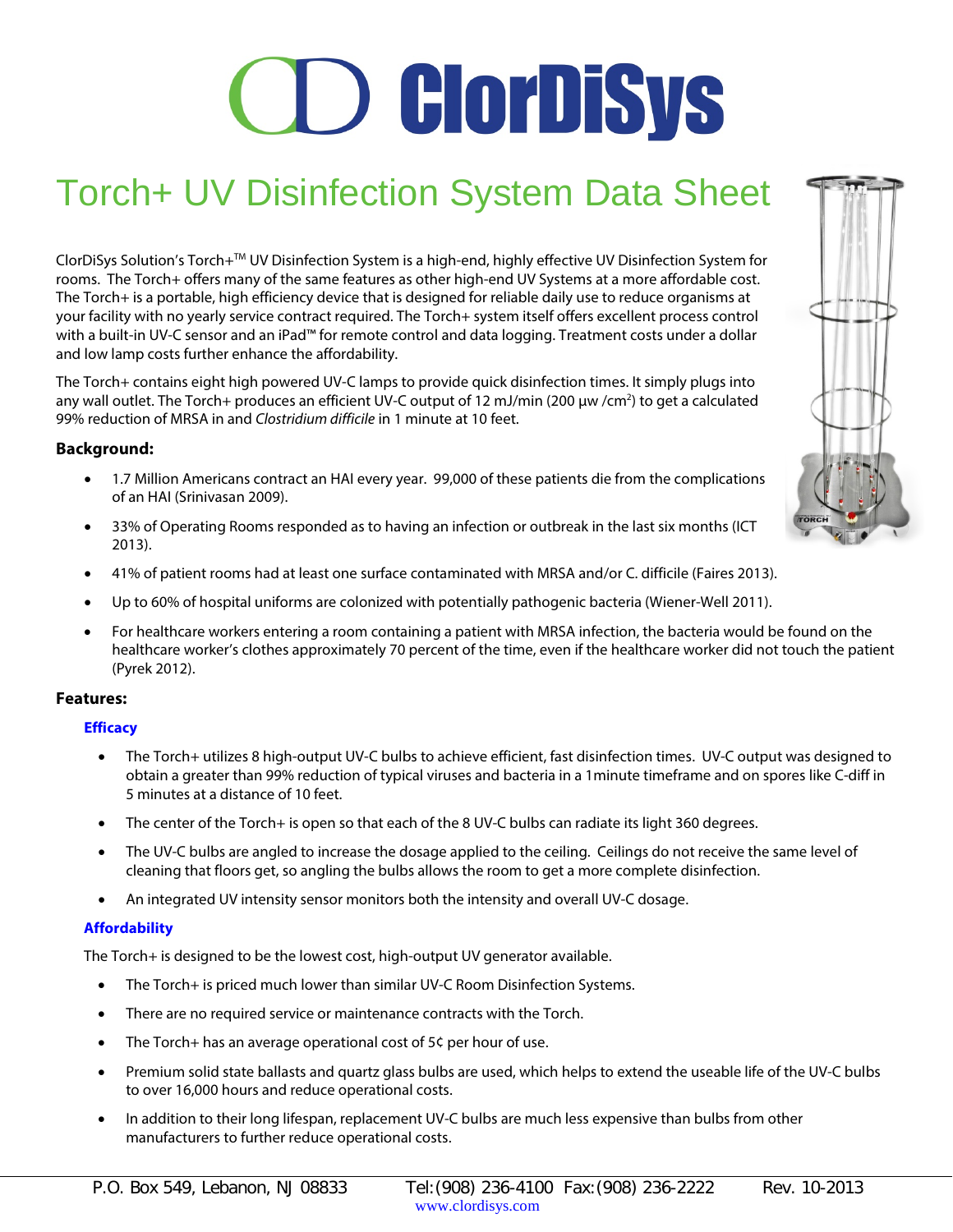# ClorDiSys

# Torch+ UV Disinfection System Data Sheet

ClorDiSys Solution's Torch+TM UV Disinfection System is a high-end, highly effective UV Disinfection System for rooms. The Torch+ offers many of the same features as other high-end UV Systems at a more affordable cost. The Torch+ is a portable, high efficiency device that is designed for reliable daily use to reduce organisms at your facility with no yearly service contract required. The Torch+ system itself offers excellent process control with a built-in UV-C sensor and an iPad™ for remote control and data logging. Treatment costs under a dollar and low lamp costs further enhance the affordability.

The Torch+ contains eight high powered UV-C lamps to provide quick disinfection times. It simply plugs into any wall outlet. The Torch+ produces an efficient UV-C output of 12 mJ/min (200 µw /cm$^2$) to get a calculated 99% reduction of MRSA in and *Clostridium difficile* in 1 minute at 10 feet.

### Background:

- 1.7 Million Americans contract an HAI every year. 99,000 of these patients die from the complications of an HAI (Srinivasan 2009).
- 33% of Operating Rooms responded as to having an infection or outbreak in the last six months (ICT 2013).
- 41% of patient rooms had at least one surface contaminated with MRSA and/or C. difficile (Faires 2013).
- Up to 60% of hospital uniforms are colonized with potentially pathogenic bacteria (Wiener-Well 2011).
- For healthcare workers entering a room containing a patient with MRSA infection, the bacteria would be found on the healthcare worker's clothes approximately 70 percent of the time, even if the healthcare worker did not touch the patient (Pyrek 2012).

### Features:

#### Efficacy

- The Torch+ utilizes 8 high-output UV-C bulbs to achieve efficient, fast disinfection times. UV-C output was designed to obtain a greater than 99% reduction of typical viruses and bacteria in a 1minute timeframe and on spores like C-diff in 5 minutes at a distance of 10 feet.
- The center of the Torch+ is open so that each of the 8 UV-C bulbs can radiate its light 360 degrees.
- The UV-C bulbs are angled to increase the dosage applied to the ceiling. Ceilings do not receive the same level of cleaning that floors get, so angling the bulbs allows the room to get a more complete disinfection.
- An integrated UV intensity sensor monitors both the intensity and overall UV-C dosage.

#### Affordability

The Torch+ is designed to be the lowest cost, high-output UV generator available.

- The Torch+ is priced much lower than similar UV-C Room Disinfection Systems.
- There are no required service or maintenance contracts with the Torch.
- The Torch+ has an average operational cost of 5¢ per hour of use.
- Premium solid state ballasts and quartz glass bulbs are used, which helps to extend the useable life of the UV-C bulbs to over 16,000 hours and reduce operational costs.
- In addition to their long lifespan, replacement UV-C bulbs are much less expensive than bulbs from other manufacturers to further reduce operational costs.

P.O. Box 549, Lebanon, NJ 08833 Tel:(908) 236-4100 Fax:(908) 236-2222 Rev. 10-2013
www.clordisys.com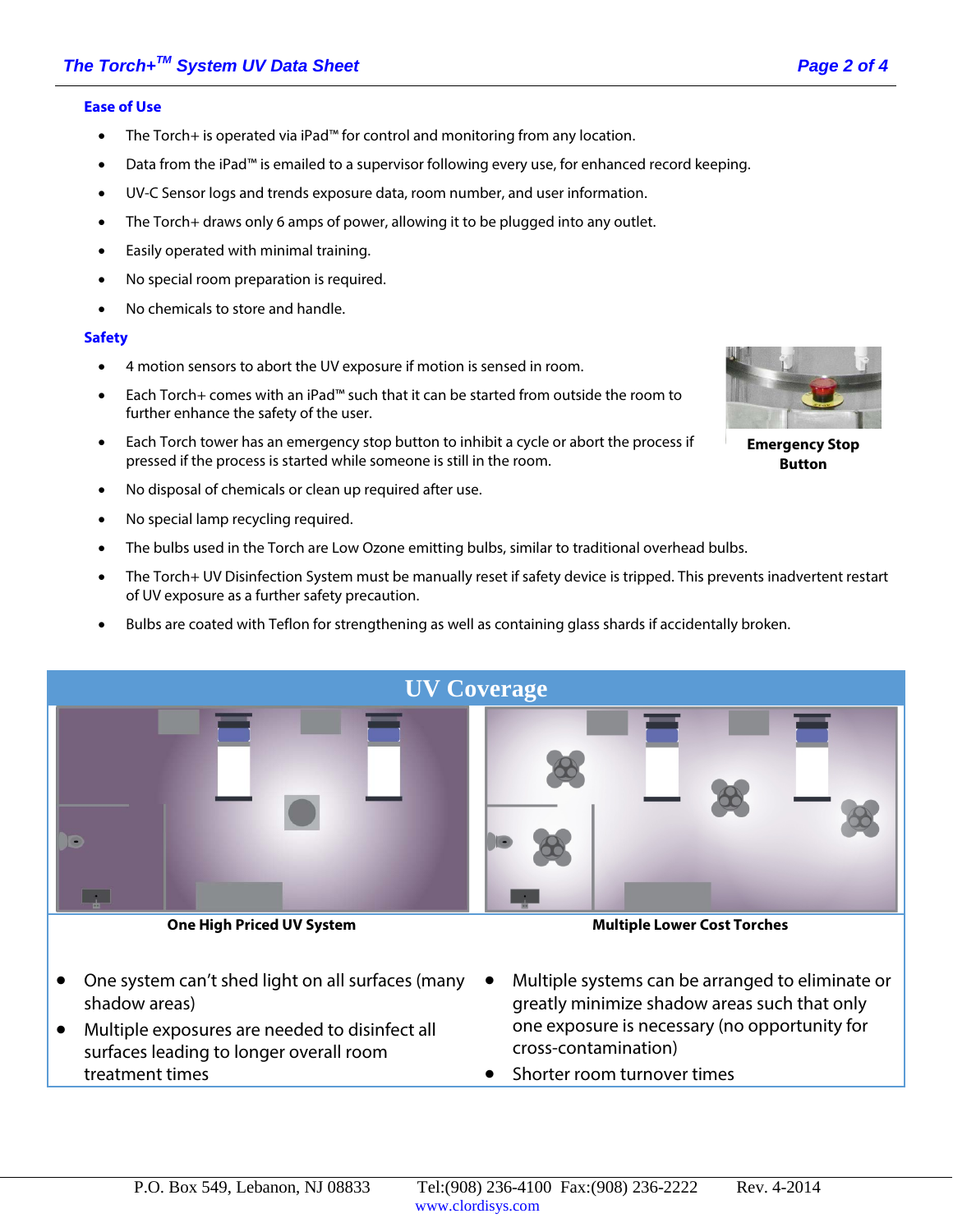### Ease of Use

- The Torch+ is operated via iPad™ for control and monitoring from any location.
- Data from the iPad™ is emailed to a supervisor following every use, for enhanced record keeping.
- UV-C Sensor logs and trends exposure data, room number, and user information.
- The Torch+ draws only 6 amps of power, allowing it to be plugged into any outlet.
- Easily operated with minimal training.
- No special room preparation is required.
- No chemicals to store and handle.

### Safety

- 4 motion sensors to abort the UV exposure if motion is sensed in room.
- Each Torch+ comes with an iPad™ such that it can be started from outside the room to further enhance the safety of the user.
- Each Torch tower has an emergency stop button to inhibit a cycle or abort the process if pressed if the process is started while someone is still in the room.
- No disposal of chemicals or clean up required after use.
- No special lamp recycling required.
- The bulbs used in the Torch are Low Ozone emitting bulbs, similar to traditional overhead bulbs.
- The Torch+ UV Disinfection System must be manually reset if safety device is tripped. This prevents inadvertent restart of UV exposure as a further safety precaution.
- Bulbs are coated with Teflon for strengthening as well as containing glass shards if accidentally broken.

**Emergency Stop Button**

## UV Coverage

**One High Priced UV System**

- One system can't shed light on all surfaces (many shadow areas)
- Multiple exposures are needed to disinfect all surfaces leading to longer overall room treatment times

**Multiple Lower Cost Torches**

- Multiple systems can be arranged to eliminate or greatly minimize shadow areas such that only one exposure is necessary (no opportunity for cross-contamination)
- Shorter room turnover times

P.O. Box 549, Lebanon, NJ 08833 Tel:(908) 236-4100 Fax:(908) 236-2222 Rev. 4-2014
www.clordisys.com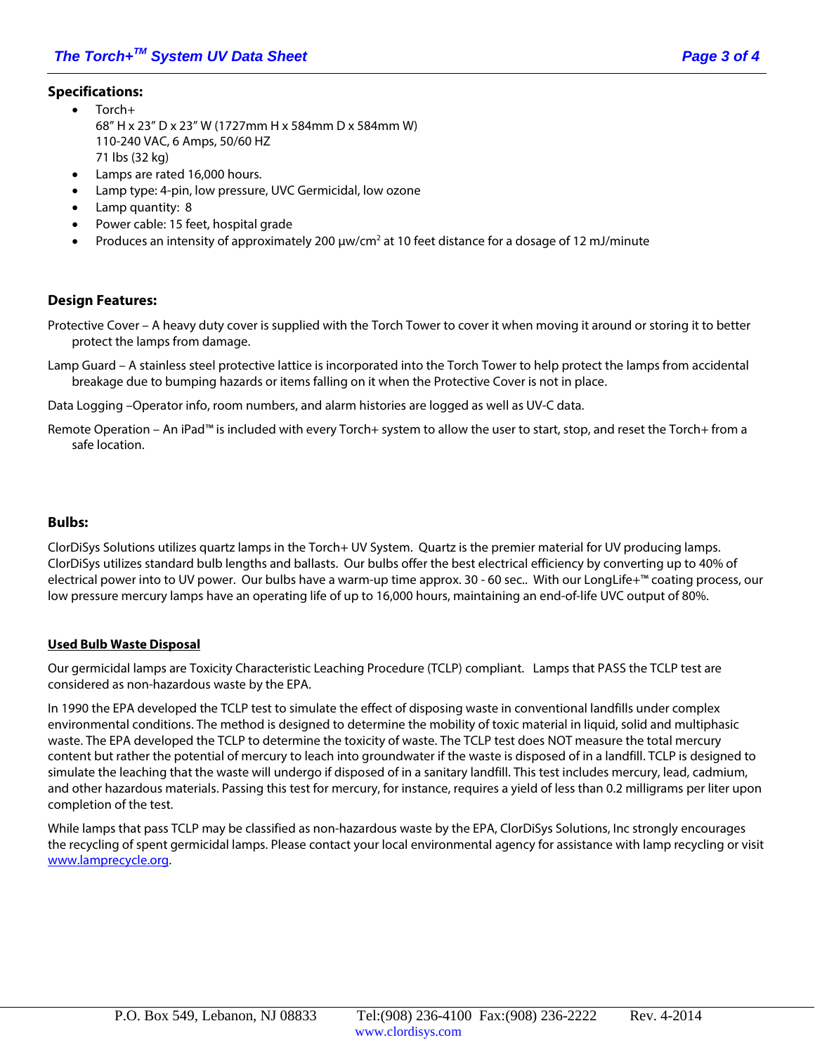**Specifications:**

- Torch+
  68" H x 23" D x 23" W (1727mm H x 584mm D x 584mm W)
  110-240 VAC, 6 Amps, 50/60 HZ
  71 lbs (32 kg)
- Lamps are rated 16,000 hours.
- Lamp type: 4-pin, low pressure, UVC Germicidal, low ozone
- Lamp quantity: 8
- Power cable: 15 feet, hospital grade
- Produces an intensity of approximately 200 µw/cm$^2$ at 10 feet distance for a dosage of 12 mJ/minute

**Design Features:**

Protective Cover – A heavy duty cover is supplied with the Torch Tower to cover it when moving it around or storing it to better protect the lamps from damage.

Lamp Guard – A stainless steel protective lattice is incorporated into the Torch Tower to help protect the lamps from accidental breakage due to bumping hazards or items falling on it when the Protective Cover is not in place.

Data Logging –Operator info, room numbers, and alarm histories are logged as well as UV-C data.

Remote Operation – An iPad™ is included with every Torch+ system to allow the user to start, stop, and reset the Torch+ from a safe location.

**Bulbs:**

ClorDiSys Solutions utilizes quartz lamps in the Torch+ UV System. Quartz is the premier material for UV producing lamps. ClorDiSys utilizes standard bulb lengths and ballasts. Our bulbs offer the best electrical efficiency by converting up to 40% of electrical power into to UV power. Our bulbs have a warm-up time approx. 30 - 60 sec.. With our LongLife+™ coating process, our low pressure mercury lamps have an operating life of up to 16,000 hours, maintaining an end-of-life UVC output of 80%.

**Used Bulb Waste Disposal**

Our germicidal lamps are Toxicity Characteristic Leaching Procedure (TCLP) compliant. Lamps that PASS the TCLP test are considered as non-hazardous waste by the EPA.

In 1990 the EPA developed the TCLP test to simulate the effect of disposing waste in conventional landfills under complex environmental conditions. The method is designed to determine the mobility of toxic material in liquid, solid and multiphasic waste. The EPA developed the TCLP to determine the toxicity of waste. The TCLP test does NOT measure the total mercury content but rather the potential of mercury to leach into groundwater if the waste is disposed of in a landfill. TCLP is designed to simulate the leaching that the waste will undergo if disposed of in a sanitary landfill. This test includes mercury, lead, cadmium, and other hazardous materials. Passing this test for mercury, for instance, requires a yield of less than 0.2 milligrams per liter upon completion of the test.

While lamps that pass TCLP may be classified as non-hazardous waste by the EPA, ClorDiSys Solutions, Inc strongly encourages the recycling of spent germicidal lamps. Please contact your local environmental agency for assistance with lamp recycling or visit www.lamprecycle.org.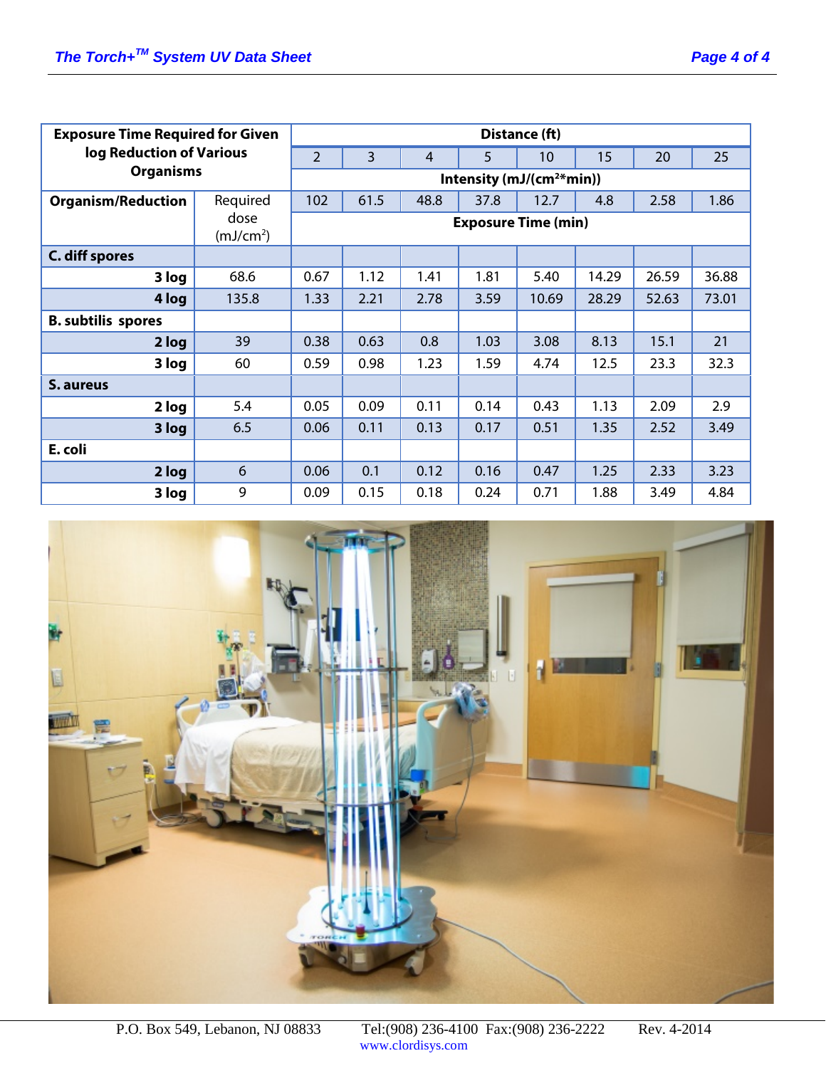| Exposure Time Required for Given log Reduction of Various Organisms | | Distance (ft) | | | | | | | |
|---|---|---|---|---|---|---|---|---|---|
| | | 2 | 3 | 4 | 5 | 10 | 15 | 20 | 25 |
| | | Intensity (mJ/(cm²*min)) | | | | | | | |
| **Organism/Reduction** | Required dose (mJ/cm²) | 102 | 61.5 | 48.8 | 37.8 | 12.7 | 4.8 | 2.58 | 1.86 |
| | | Exposure Time (min) | | | | | | | |
| **C. diff spores** | | | | | | | | | |
| **3 log** | 68.6 | 0.67 | 1.12 | 1.41 | 1.81 | 5.40 | 14.29 | 26.59 | 36.88 |
| **4 log** | 135.8 | 1.33 | 2.21 | 2.78 | 3.59 | 10.69 | 28.29 | 52.63 | 73.01 |
| **B. subtilis spores** | | | | | | | | | |
| **2 log** | 39 | 0.38 | 0.63 | 0.8 | 1.03 | 3.08 | 8.13 | 15.1 | 21 |
| **3 log** | 60 | 0.59 | 0.98 | 1.23 | 1.59 | 4.74 | 12.5 | 23.3 | 32.3 |
| **S. aureus** | | | | | | | | | |
| **2 log** | 5.4 | 0.05 | 0.09 | 0.11 | 0.14 | 0.43 | 1.13 | 2.09 | 2.9 |
| **3 log** | 6.5 | 0.06 | 0.11 | 0.13 | 0.17 | 0.51 | 1.35 | 2.52 | 3.49 |
| **E. coli** | | | | | | | | | |
| **2 log** | 6 | 0.06 | 0.1 | 0.12 | 0.16 | 0.47 | 1.25 | 2.33 | 3.23 |
| **3 log** | 9 | 0.09 | 0.15 | 0.18 | 0.24 | 0.71 | 1.88 | 3.49 | 4.84 |

P.O. Box 549, Lebanon, NJ 08833 Tel:(908) 236-4100 Fax:(908) 236-2222 Rev. 4-2014

www.clordisys.com